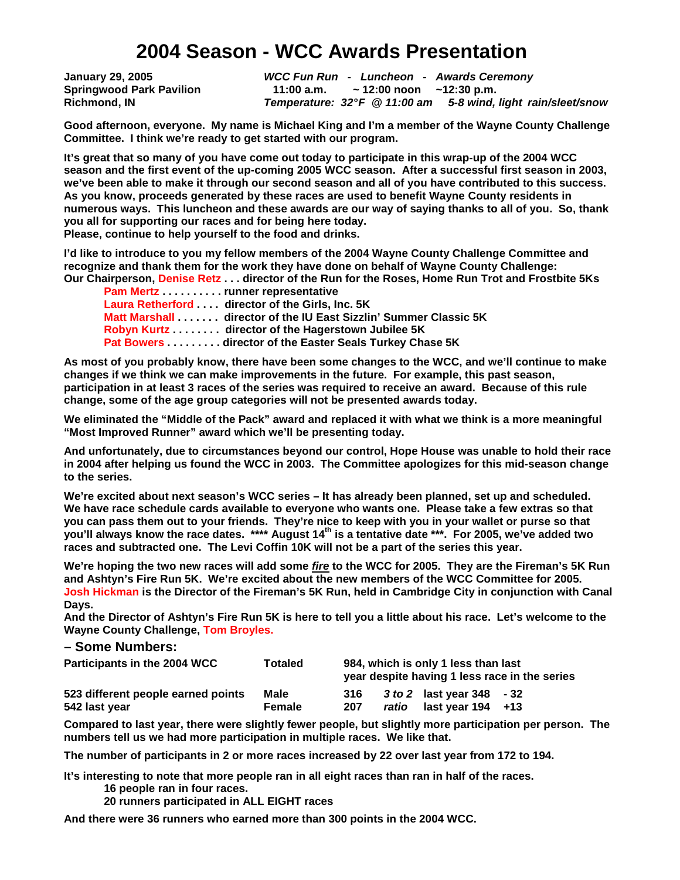# 2004 Season - WCC Awards Presentation

| | |
|---|---|
| **January 29, 2005** | ***WCC Fun Run - Luncheon - Awards Ceremony*** |
| **Springwood Park Pavilion** | **11:00 a.m. ~ 12:00 noon ~12:30 p.m.** |
| **Richmond, IN** | ***Temperature: 32°F @ 11:00 am 5-8 wind, light rain/sleet/snow*** |

**Good afternoon, everyone. My name is Michael King and I'm a member of the Wayne County Challenge Committee. I think we're ready to get started with our program.**

**It's great that so many of you have come out today to participate in this wrap-up of the 2004 WCC season and the first event of the up-coming 2005 WCC season. After a successful first season in 2003, we've been able to make it through our second season and all of you have contributed to this success. As you know, proceeds generated by these races are used to benefit Wayne County residents in numerous ways. This luncheon and these awards are our way of saying thanks to all of you. So, thank you all for supporting our races and for being here today.**
**Please, continue to help yourself to the food and drinks.**

**I'd like to introduce to you my fellow members of the 2004 Wayne County Challenge Committee and recognize and thank them for the work they have done on behalf of Wayne County Challenge:**
**Our Chairperson, Denise Retz . . . director of the Run for the Roses, Home Run Trot and Frostbite 5Ks**

**Pam Mertz . . . . . . . . . . runner representative**
**Laura Retherford . . . . director of the Girls, Inc. 5K**
**Matt Marshall . . . . . . . director of the IU East Sizzlin' Summer Classic 5K**
**Robyn Kurtz . . . . . . . . director of the Hagerstown Jubilee 5K**
**Pat Bowers . . . . . . . . . director of the Easter Seals Turkey Chase 5K**

**As most of you probably know, there have been some changes to the WCC, and we'll continue to make changes if we think we can make improvements in the future. For example, this past season, participation in at least 3 races of the series was required to receive an award. Because of this rule change, some of the age group categories will not be presented awards today.**

**We eliminated the "Middle of the Pack" award and replaced it with what we think is a more meaningful "Most Improved Runner" award which we'll be presenting today.**

**And unfortunately, due to circumstances beyond our control, Hope House was unable to hold their race in 2004 after helping us found the WCC in 2003. The Committee apologizes for this mid-season change to the series.**

**We're excited about next season's WCC series – It has already been planned, set up and scheduled. We have race schedule cards available to everyone who wants one. Please take a few extras so that you can pass them out to your friends. They're nice to keep with you in your wallet or purse so that you'll always know the race dates. \*\*\*\* August 14th is a tentative date \*\*\*. For 2005, we've added two races and subtracted one. The Levi Coffin 10K will not be a part of the series this year.**

**We're hoping the two new races will add some *fire* to the WCC for 2005. They are the Fireman's 5K Run and Ashtyn's Fire Run 5K. We're excited about the new members of the WCC Committee for 2005. Josh Hickman is the Director of the Fireman's 5K Run, held in Cambridge City in conjunction with Canal Days.**
**And the Director of Ashtyn's Fire Run 5K is here to tell you a little about his race. Let's welcome to the Wayne County Challenge, Tom Broyles.**

## – Some Numbers:

| | | | | | |
|---|---|---|---|---|---|
| **Participants in the 2004 WCC** | **Totaled** | **984, which is only 1 less than last year despite having 1 less race in the series** | | | |
| **523 different people earned points** | **Male** | **316** | ***3 to 2*** | **last year 348** | **- 32** |
| **542 last year** | **Female** | **207** | ***ratio*** | **last year 194** | **+13** |

**Compared to last year, there were slightly fewer people, but slightly more participation per person. The numbers tell us we had more participation in multiple races. We like that.**

**The number of participants in 2 or more races increased by 22 over last year from 172 to 194.**

**It's interesting to note that more people ran in all eight races than ran in half of the races.**
**16 people ran in four races.**
**20 runners participated in ALL EIGHT races**

**And there were 36 runners who earned more than 300 points in the 2004 WCC.**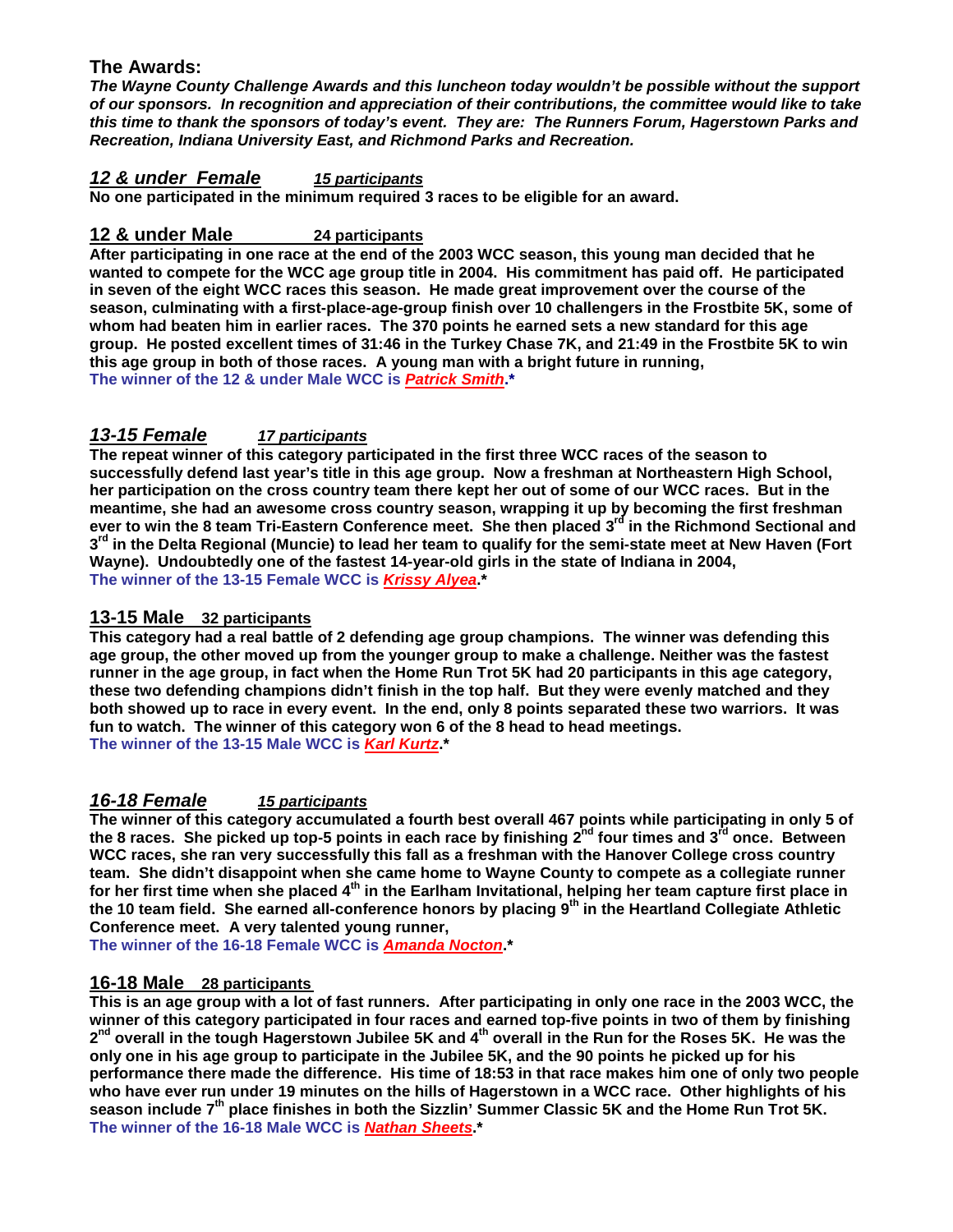## The Awards:

***The Wayne County Challenge Awards and this luncheon today wouldn't be possible without the support of our sponsors. In recognition and appreciation of their contributions, the committee would like to take this time to thank the sponsors of today's event. They are: The Runners Forum, Hagerstown Parks and Recreation, Indiana University East, and Richmond Parks and Recreation.***

### *12 & under Female* *15 participants*

**No one participated in the minimum required 3 races to be eligible for an award.**

### 12 & under Male 24 participants

**After participating in one race at the end of the 2003 WCC season, this young man decided that he wanted to compete for the WCC age group title in 2004. His commitment has paid off. He participated in seven of the eight WCC races this season. He made great improvement over the course of the season, culminating with a first-place-age-group finish over 10 challengers in the Frostbite 5K, some of whom had beaten him in earlier races. The 370 points he earned sets a new standard for this age group. He posted excellent times of 31:46 in the Turkey Chase 7K, and 21:49 in the Frostbite 5K to win this age group in both of those races. A young man with a bright future in running,**

**The winner of the 12 & under Male WCC is *Patrick Smith*.***

### *13-15 Female* *17 participants*

**The repeat winner of this category participated in the first three WCC races of the season to successfully defend last year's title in this age group. Now a freshman at Northeastern High School, her participation on the cross country team there kept her out of some of our WCC races. But in the meantime, she had an awesome cross country season, wrapping it up by becoming the first freshman ever to win the 8 team Tri-Eastern Conference meet. She then placed 3rd in the Richmond Sectional and 3rd in the Delta Regional (Muncie) to lead her team to qualify for the semi-state meet at New Haven (Fort Wayne). Undoubtedly one of the fastest 14-year-old girls in the state of Indiana in 2004,**

**The winner of the 13-15 Female WCC is *Krissy Alyea*.***

### 13-15 Male 32 participants

**This category had a real battle of 2 defending age group champions. The winner was defending this age group, the other moved up from the younger group to make a challenge. Neither was the fastest runner in the age group, in fact when the Home Run Trot 5K had 20 participants in this age category, these two defending champions didn't finish in the top half. But they were evenly matched and they both showed up to race in every event. In the end, only 8 points separated these two warriors. It was fun to watch. The winner of this category won 6 of the 8 head to head meetings.**

**The winner of the 13-15 Male WCC is *Karl Kurtz*.***

### *16-18 Female* *15 participants*

**The winner of this category accumulated a fourth best overall 467 points while participating in only 5 of the 8 races. She picked up top-5 points in each race by finishing 2nd four times and 3rd once. Between WCC races, she ran very successfully this fall as a freshman with the Hanover College cross country team. She didn't disappoint when she came home to Wayne County to compete as a collegiate runner for her first time when she placed 4th in the Earlham Invitational, helping her team capture first place in the 10 team field. She earned all-conference honors by placing 9th in the Heartland Collegiate Athletic Conference meet. A very talented young runner,**

**The winner of the 16-18 Female WCC is *Amanda Nocton*.***

### 16-18 Male 28 participants

**This is an age group with a lot of fast runners. After participating in only one race in the 2003 WCC, the winner of this category participated in four races and earned top-five points in two of them by finishing 2nd overall in the tough Hagerstown Jubilee 5K and 4th overall in the Run for the Roses 5K. He was the only one in his age group to participate in the Jubilee 5K, and the 90 points he picked up for his performance there made the difference. His time of 18:53 in that race makes him one of only two people who have ever run under 19 minutes on the hills of Hagerstown in a WCC race. Other highlights of his season include 7th place finishes in both the Sizzlin' Summer Classic 5K and the Home Run Trot 5K.**

**The winner of the 16-18 Male WCC is *Nathan Sheets*.***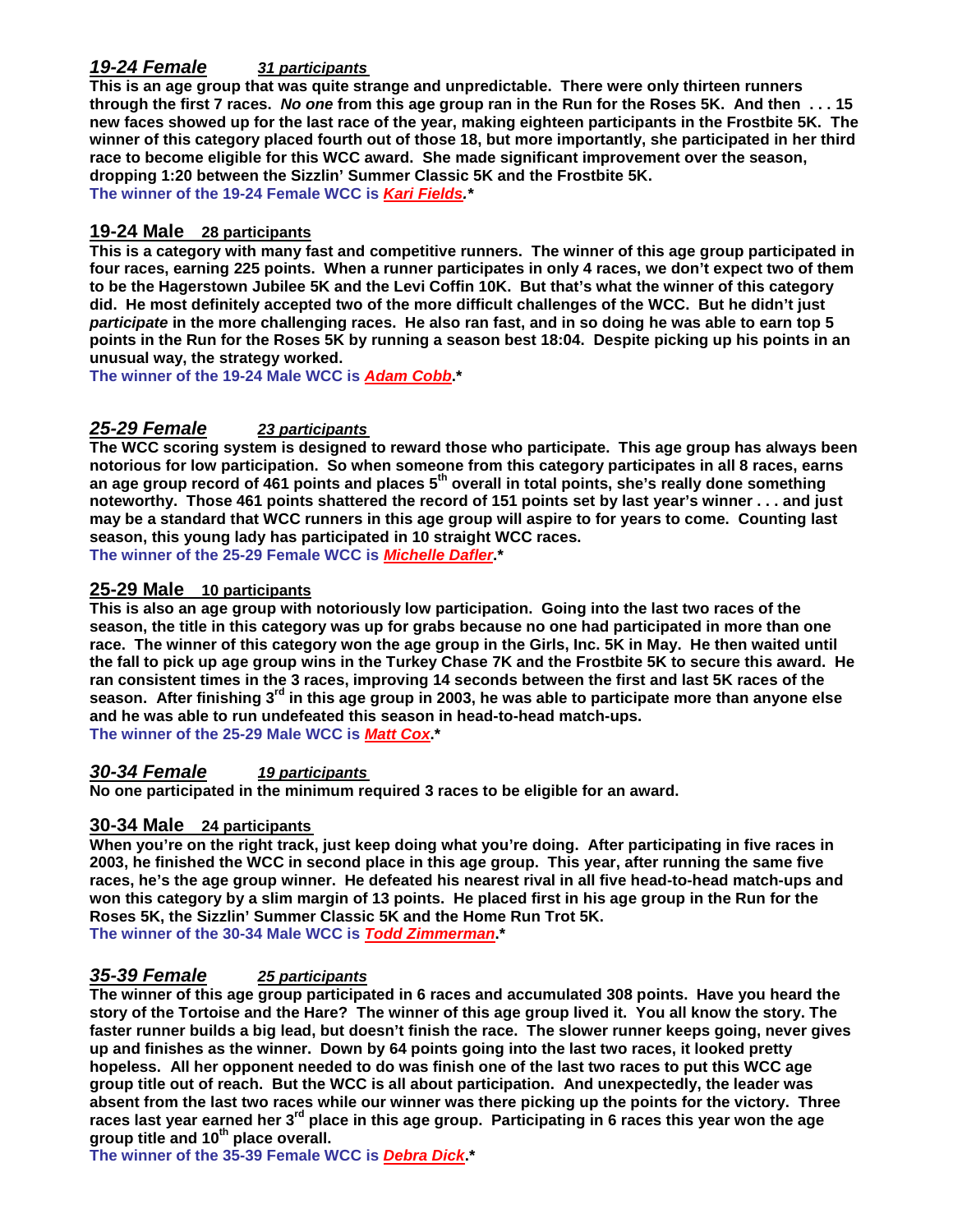## *19-24 Female* *31 participants*

**This is an age group that was quite strange and unpredictable. There were only thirteen runners through the first 7 races. *No one* from this age group ran in the Run for the Roses 5K. And then . . . 15 new faces showed up for the last race of the year, making eighteen participants in the Frostbite 5K. The winner of this category placed fourth out of those 18, but more importantly, she participated in her third race to become eligible for this WCC award. She made significant improvement over the season, dropping 1:20 between the Sizzlin' Summer Classic 5K and the Frostbite 5K.**

**The winner of the 19-24 Female WCC is *Kari Fields*.***

## 19-24 Male 28 participants

**This is a category with many fast and competitive runners. The winner of this age group participated in four races, earning 225 points. When a runner participates in only 4 races, we don't expect two of them to be the Hagerstown Jubilee 5K and the Levi Coffin 10K. But that's what the winner of this category did. He most definitely accepted two of the more difficult challenges of the WCC. But he didn't just *participate* in the more challenging races. He also ran fast, and in so doing he was able to earn top 5 points in the Run for the Roses 5K by running a season best 18:04. Despite picking up his points in an unusual way, the strategy worked.**

**The winner of the 19-24 Male WCC is *Adam Cobb*.***

## *25-29 Female* *23 participants*

**The WCC scoring system is designed to reward those who participate. This age group has always been notorious for low participation. So when someone from this category participates in all 8 races, earns an age group record of 461 points and places 5th overall in total points, she's really done something noteworthy. Those 461 points shattered the record of 151 points set by last year's winner . . . and just may be a standard that WCC runners in this age group will aspire to for years to come. Counting last season, this young lady has participated in 10 straight WCC races.**

**The winner of the 25-29 Female WCC is *Michelle Dafler*.***

## 25-29 Male 10 participants

**This is also an age group with notoriously low participation. Going into the last two races of the season, the title in this category was up for grabs because no one had participated in more than one race. The winner of this category won the age group in the Girls, Inc. 5K in May. He then waited until the fall to pick up age group wins in the Turkey Chase 7K and the Frostbite 5K to secure this award. He ran consistent times in the 3 races, improving 14 seconds between the first and last 5K races of the season. After finishing 3rd in this age group in 2003, he was able to participate more than anyone else and he was able to run undefeated this season in head-to-head match-ups.**

**The winner of the 25-29 Male WCC is *Matt Cox*.***

## *30-34 Female* *19 participants*

**No one participated in the minimum required 3 races to be eligible for an award.**

## 30-34 Male 24 participants

**When you're on the right track, just keep doing what you're doing. After participating in five races in 2003, he finished the WCC in second place in this age group. This year, after running the same five races, he's the age group winner. He defeated his nearest rival in all five head-to-head match-ups and won this category by a slim margin of 13 points. He placed first in his age group in the Run for the Roses 5K, the Sizzlin' Summer Classic 5K and the Home Run Trot 5K.**

**The winner of the 30-34 Male WCC is *Todd Zimmerman*.***

## *35-39 Female* *25 participants*

**The winner of this age group participated in 6 races and accumulated 308 points. Have you heard the story of the Tortoise and the Hare? The winner of this age group lived it. You all know the story. The faster runner builds a big lead, but doesn't finish the race. The slower runner keeps going, never gives up and finishes as the winner. Down by 64 points going into the last two races, it looked pretty hopeless. All her opponent needed to do was finish one of the last two races to put this WCC age group title out of reach. But the WCC is all about participation. And unexpectedly, the leader was absent from the last two races while our winner was there picking up the points for the victory. Three races last year earned her 3rd place in this age group. Participating in 6 races this year won the age group title and 10th place overall.**

**The winner of the 35-39 Female WCC is *Debra Dick*.***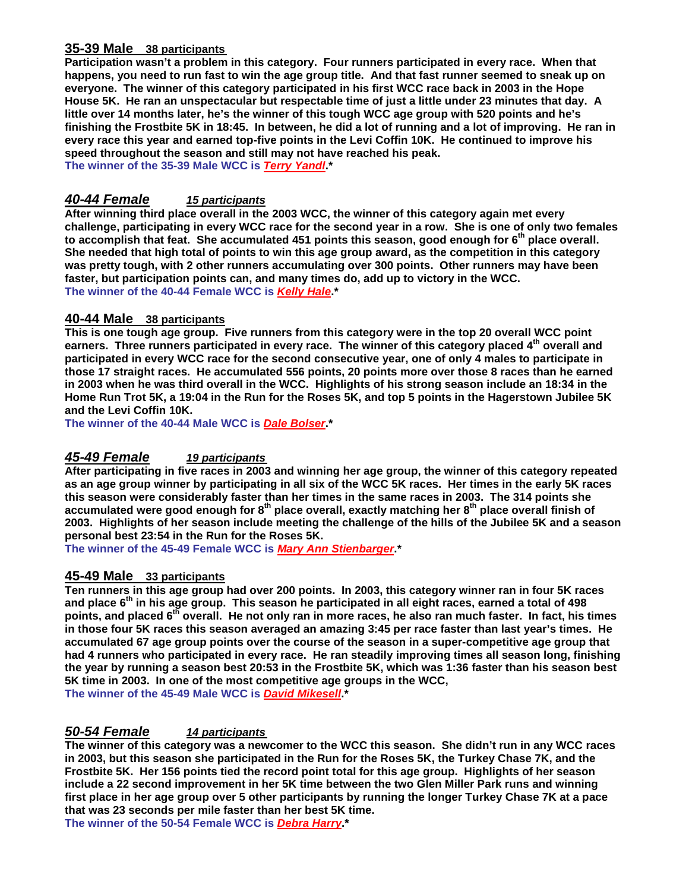## 35-39 Male <u>38 participants</u>

**Participation wasn't a problem in this category. Four runners participated in every race. When that happens, you need to run fast to win the age group title. And that fast runner seemed to sneak up on everyone. The winner of this category participated in his first WCC race back in 2003 in the Hope House 5K. He ran an unspectacular but respectable time of just a little under 23 minutes that day. A little over 14 months later, he's the winner of this tough WCC age group with 520 points and he's finishing the Frostbite 5K in 18:45. In between, he did a lot of running and a lot of improving. He ran in every race this year and earned top-five points in the Levi Coffin 10K. He continued to improve his speed throughout the season and still may not have reached his peak.**

**The winner of the 35-39 Male WCC is *<u>Terry Yandl</u>*.***

## *40-44 Female* *<u>15 participants</u>*

**After winning third place overall in the 2003 WCC, the winner of this category again met every challenge, participating in every WCC race for the second year in a row. She is one of only two females to accomplish that feat. She accumulated 451 points this season, good enough for 6th place overall. She needed that high total of points to win this age group award, as the competition in this category was pretty tough, with 2 other runners accumulating over 300 points. Other runners may have been faster, but participation points can, and many times do, add up to victory in the WCC.**

**The winner of the 40-44 Female WCC is *<u>Kelly Hale</u>*.***

## 40-44 Male <u>38 participants</u>

**This is one tough age group. Five runners from this category were in the top 20 overall WCC point earners. Three runners participated in every race. The winner of this category placed 4th overall and participated in every WCC race for the second consecutive year, one of only 4 males to participate in those 17 straight races. He accumulated 556 points, 20 points more over those 8 races than he earned in 2003 when he was third overall in the WCC. Highlights of his strong season include an 18:34 in the Home Run Trot 5K, a 19:04 in the Run for the Roses 5K, and top 5 points in the Hagerstown Jubilee 5K and the Levi Coffin 10K.**

**The winner of the 40-44 Male WCC is *<u>Dale Bolser</u>*.***

## *45-49 Female* *<u>19 participants</u>*

**After participating in five races in 2003 and winning her age group, the winner of this category repeated as an age group winner by participating in all six of the WCC 5K races. Her times in the early 5K races this season were considerably faster than her times in the same races in 2003. The 314 points she accumulated were good enough for 8th place overall, exactly matching her 8th place overall finish of 2003. Highlights of her season include meeting the challenge of the hills of the Jubilee 5K and a season personal best 23:54 in the Run for the Roses 5K.**

**The winner of the 45-49 Female WCC is *<u>Mary Ann Stienbarger</u>*.***

## 45-49 Male <u>33 participants</u>

**Ten runners in this age group had over 200 points. In 2003, this category winner ran in four 5K races and place 6th in his age group. This season he participated in all eight races, earned a total of 498 points, and placed 6th overall. He not only ran in more races, he also ran much faster. In fact, his times in those four 5K races this season averaged an amazing 3:45 per race faster than last year's times. He accumulated 67 age group points over the course of the season in a super-competitive age group that had 4 runners who participated in every race. He ran steadily improving times all season long, finishing the year by running a season best 20:53 in the Frostbite 5K, which was 1:36 faster than his season best 5K time in 2003. In one of the most competitive age groups in the WCC,**

**The winner of the 45-49 Male WCC is *<u>David Mikesell</u>*.***

## *50-54 Female* *<u>14 participants</u>*

**The winner of this category was a newcomer to the WCC this season. She didn't run in any WCC races in 2003, but this season she participated in the Run for the Roses 5K, the Turkey Chase 7K, and the Frostbite 5K. Her 156 points tied the record point total for this age group. Highlights of her season include a 22 second improvement in her 5K time between the two Glen Miller Park runs and winning first place in her age group over 5 other participants by running the longer Turkey Chase 7K at a pace that was 23 seconds per mile faster than her best 5K time.**

**The winner of the 50-54 Female WCC is *<u>Debra Harry</u>*.***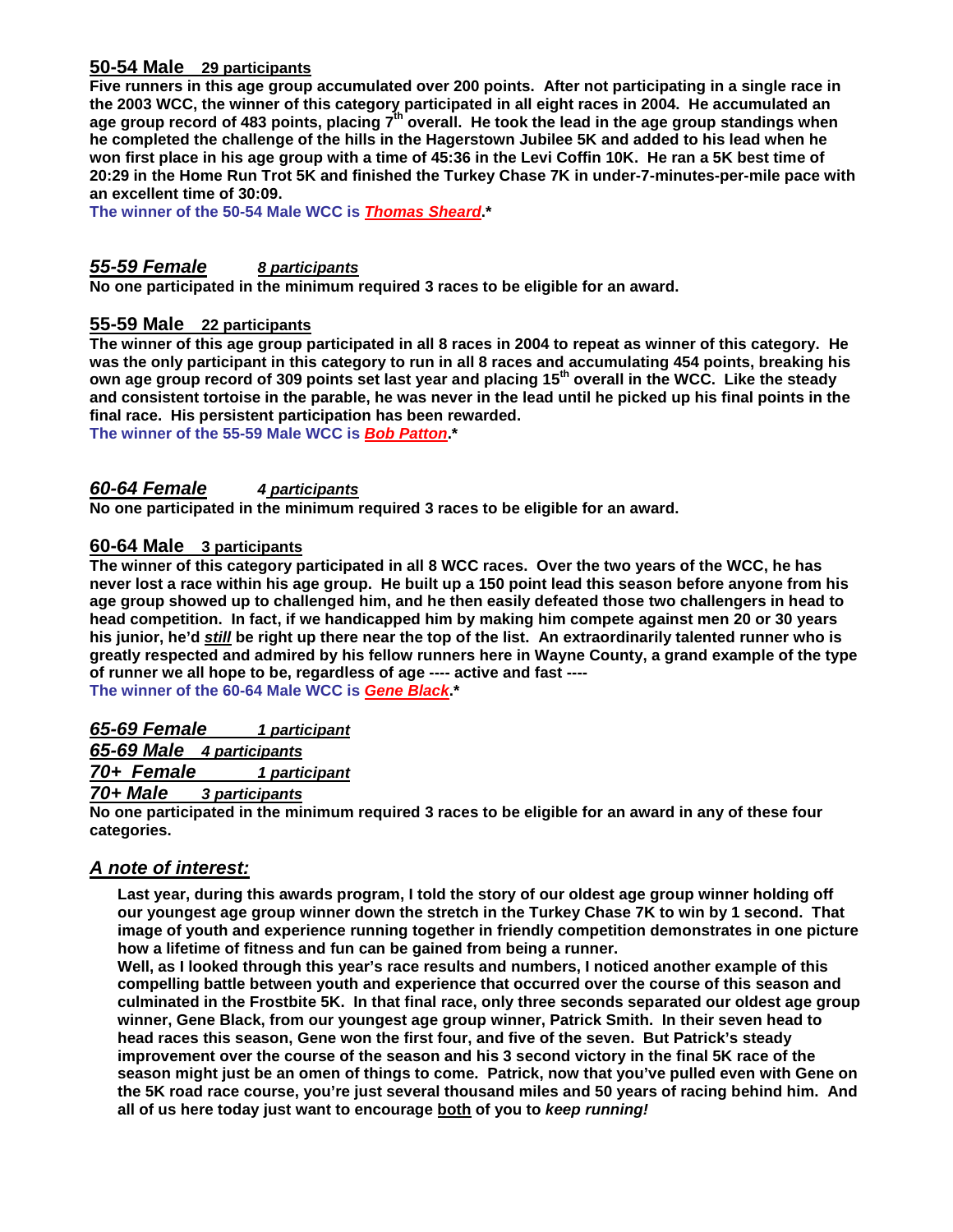## 50-54 Male    29 participants

**Five runners in this age group accumulated over 200 points. After not participating in a single race in the 2003 WCC, the winner of this category participated in all eight races in 2004. He accumulated an age group record of 483 points, placing 7th overall. He took the lead in the age group standings when he completed the challenge of the hills in the Hagerstown Jubilee 5K and added to his lead when he won first place in his age group with a time of 45:36 in the Levi Coffin 10K. He ran a 5K best time of 20:29 in the Home Run Trot 5K and finished the Turkey Chase 7K in under-7-minutes-per-mile pace with an excellent time of 30:09.**

**The winner of the 50-54 Male WCC is *Thomas Sheard*.***

## *55-59 Female*    *8 participants*

**No one participated in the minimum required 3 races to be eligible for an award.**

## 55-59 Male    22 participants

**The winner of this age group participated in all 8 races in 2004 to repeat as winner of this category. He was the only participant in this category to run in all 8 races and accumulating 454 points, breaking his own age group record of 309 points set last year and placing 15th overall in the WCC. Like the steady and consistent tortoise in the parable, he was never in the lead until he picked up his final points in the final race. His persistent participation has been rewarded.**

**The winner of the 55-59 Male WCC is *Bob Patton*.***

## *60-64 Female*    *4 participants*

**No one participated in the minimum required 3 races to be eligible for an award.**

## 60-64 Male    3 participants

**The winner of this category participated in all 8 WCC races. Over the two years of the WCC, he has never lost a race within his age group. He built up a 150 point lead this season before anyone from his age group showed up to challenged him, and he then easily defeated those two challengers in head to head competition. In fact, if we handicapped him by making him compete against men 20 or 30 years his junior, he'd *still* be right up there near the top of the list. An extraordinarily talented runner who is greatly respected and admired by his fellow runners here in Wayne County, a grand example of the type of runner we all hope to be, regardless of age ---- active and fast ----**

**The winner of the 60-64 Male WCC is *Gene Black*.***

## *65-69 Female*    *1 participant*

## *65-69 Male*    *4 participants*

## *70+ Female*    *1 participant*

## *70+ Male*    *3 participants*

**No one participated in the minimum required 3 races to be eligible for an award in any of these four categories.**

## *A note of interest:*

**Last year, during this awards program, I told the story of our oldest age group winner holding off our youngest age group winner down the stretch in the Turkey Chase 7K to win by 1 second. That image of youth and experience running together in friendly competition demonstrates in one picture how a lifetime of fitness and fun can be gained from being a runner.**

**Well, as I looked through this year's race results and numbers, I noticed another example of this compelling battle between youth and experience that occurred over the course of this season and culminated in the Frostbite 5K. In that final race, only three seconds separated our oldest age group winner, Gene Black, from our youngest age group winner, Patrick Smith. In their seven head to head races this season, Gene won the first four, and five of the seven. But Patrick's steady improvement over the course of the season and his 3 second victory in the final 5K race of the season might just be an omen of things to come. Patrick, now that you've pulled even with Gene on the 5K road race course, you're just several thousand miles and 50 years of racing behind him. And all of us here today just want to encourage both of you to *keep running!***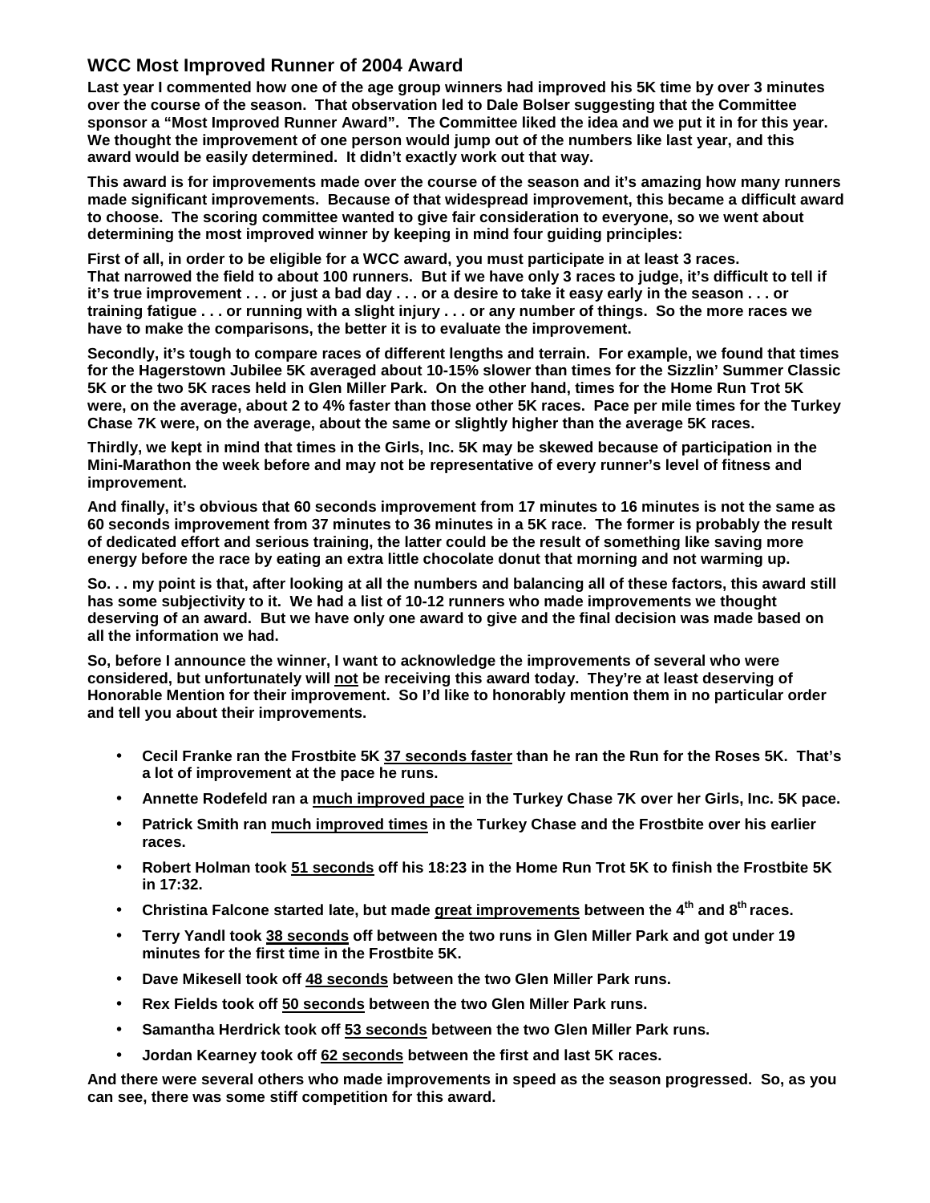## WCC Most Improved Runner of 2004 Award

**Last year I commented how one of the age group winners had improved his 5K time by over 3 minutes over the course of the season. That observation led to Dale Bolser suggesting that the Committee sponsor a "Most Improved Runner Award". The Committee liked the idea and we put it in for this year. We thought the improvement of one person would jump out of the numbers like last year, and this award would be easily determined. It didn't exactly work out that way.**

**This award is for improvements made over the course of the season and it's amazing how many runners made significant improvements. Because of that widespread improvement, this became a difficult award to choose. The scoring committee wanted to give fair consideration to everyone, so we went about determining the most improved winner by keeping in mind four guiding principles:**

**First of all, in order to be eligible for a WCC award, you must participate in at least 3 races. That narrowed the field to about 100 runners. But if we have only 3 races to judge, it's difficult to tell if it's true improvement . . . or just a bad day . . . or a desire to take it easy early in the season . . . or training fatigue . . . or running with a slight injury . . . or any number of things. So the more races we have to make the comparisons, the better it is to evaluate the improvement.**

**Secondly, it's tough to compare races of different lengths and terrain. For example, we found that times for the Hagerstown Jubilee 5K averaged about 10-15% slower than times for the Sizzlin' Summer Classic 5K or the two 5K races held in Glen Miller Park. On the other hand, times for the Home Run Trot 5K were, on the average, about 2 to 4% faster than those other 5K races. Pace per mile times for the Turkey Chase 7K were, on the average, about the same or slightly higher than the average 5K races.**

**Thirdly, we kept in mind that times in the Girls, Inc. 5K may be skewed because of participation in the Mini-Marathon the week before and may not be representative of every runner's level of fitness and improvement.**

**And finally, it's obvious that 60 seconds improvement from 17 minutes to 16 minutes is not the same as 60 seconds improvement from 37 minutes to 36 minutes in a 5K race. The former is probably the result of dedicated effort and serious training, the latter could be the result of something like saving more energy before the race by eating an extra little chocolate donut that morning and not warming up.**

**So. . . my point is that, after looking at all the numbers and balancing all of these factors, this award still has some subjectivity to it. We had a list of 10-12 runners who made improvements we thought deserving of an award. But we have only one award to give and the final decision was made based on all the information we had.**

**So, before I announce the winner, I want to acknowledge the improvements of several who were considered, but unfortunately will <u>not</u> be receiving this award today. They're at least deserving of Honorable Mention for their improvement. So I'd like to honorably mention them in no particular order and tell you about their improvements.**

- **Cecil Franke ran the Frostbite 5K <u>37 seconds faster</u> than he ran the Run for the Roses 5K. That's a lot of improvement at the pace he runs.**
- **Annette Rodefeld ran a <u>much improved pace</u> in the Turkey Chase 7K over her Girls, Inc. 5K pace.**
- **Patrick Smith ran <u>much improved times</u> in the Turkey Chase and the Frostbite over his earlier races.**
- **Robert Holman took <u>51 seconds</u> off his 18:23 in the Home Run Trot 5K to finish the Frostbite 5K in 17:32.**
- **Christina Falcone started late, but made <u>great improvements</u> between the 4th and 8th races.**
- **Terry Yandl took <u>38 seconds</u> off between the two runs in Glen Miller Park and got under 19 minutes for the first time in the Frostbite 5K.**
- **Dave Mikesell took off <u>48 seconds</u> between the two Glen Miller Park runs.**
- **Rex Fields took off <u>50 seconds</u> between the two Glen Miller Park runs.**
- **Samantha Herdrick took off <u>53 seconds</u> between the two Glen Miller Park runs.**
- **Jordan Kearney took off <u>62 seconds</u> between the first and last 5K races.**

**And there were several others who made improvements in speed as the season progressed. So, as you can see, there was some stiff competition for this award.**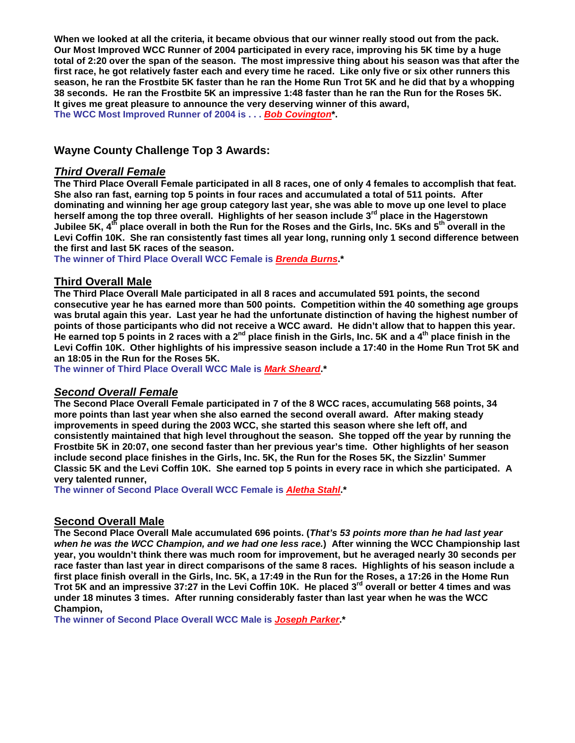**When we looked at all the criteria, it became obvious that our winner really stood out from the pack. Our Most Improved WCC Runner of 2004 participated in every race, improving his 5K time by a huge total of 2:20 over the span of the season. The most impressive thing about his season was that after the first race, he got relatively faster each and every time he raced. Like only five or six other runners this season, he ran the Frostbite 5K faster than he ran the Home Run Trot 5K and he did that by a whopping 38 seconds. He ran the Frostbite 5K an impressive 1:48 faster than he ran the Run for the Roses 5K. It gives me great pleasure to announce the very deserving winner of this award,**
**The WCC Most Improved Runner of 2004 is . . . *Bob Covington*\*.**

## Wayne County Challenge Top 3 Awards:

### *Third Overall Female*

**The Third Place Overall Female participated in all 8 races, one of only 4 females to accomplish that feat. She also ran fast, earning top 5 points in four races and accumulated a total of 511 points. After dominating and winning her age group category last year, she was able to move up one level to place herself among the top three overall. Highlights of her season include 3rd place in the Hagerstown Jubilee 5K, 4th place overall in both the Run for the Roses and the Girls, Inc. 5Ks and 5th overall in the Levi Coffin 10K. She ran consistently fast times all year long, running only 1 second difference between the first and last 5K races of the season.**
**The winner of Third Place Overall WCC Female is *Brenda Burns*.\***

### Third Overall Male

**The Third Place Overall Male participated in all 8 races and accumulated 591 points, the second consecutive year he has earned more than 500 points. Competition within the 40 something age groups was brutal again this year. Last year he had the unfortunate distinction of having the highest number of points of those participants who did not receive a WCC award. He didn't allow that to happen this year. He earned top 5 points in 2 races with a 2nd place finish in the Girls, Inc. 5K and a 4th place finish in the Levi Coffin 10K. Other highlights of his impressive season include a 17:40 in the Home Run Trot 5K and an 18:05 in the Run for the Roses 5K.**
**The winner of Third Place Overall WCC Male is *Mark Sheard*.\***

### *Second Overall Female*

**The Second Place Overall Female participated in 7 of the 8 WCC races, accumulating 568 points, 34 more points than last year when she also earned the second overall award. After making steady improvements in speed during the 2003 WCC, she started this season where she left off, and consistently maintained that high level throughout the season. She topped off the year by running the Frostbite 5K in 20:07, one second faster than her previous year's time. Other highlights of her season include second place finishes in the Girls, Inc. 5K, the Run for the Roses 5K, the Sizzlin' Summer Classic 5K and the Levi Coffin 10K. She earned top 5 points in every race in which she participated. A very talented runner,**
**The winner of Second Place Overall WCC Female is *Aletha Stahl*.\***

### Second Overall Male

**The Second Place Overall Male accumulated 696 points. (*That's 53 points more than he had last year when he was the WCC Champion, and we had one less race.*) After winning the WCC Championship last year, you wouldn't think there was much room for improvement, but he averaged nearly 30 seconds per race faster than last year in direct comparisons of the same 8 races. Highlights of his season include a first place finish overall in the Girls, Inc. 5K, a 17:49 in the Run for the Roses, a 17:26 in the Home Run Trot 5K and an impressive 37:27 in the Levi Coffin 10K. He placed 3rd overall or better 4 times and was under 18 minutes 3 times. After running considerably faster than last year when he was the WCC Champion,**
**The winner of Second Place Overall WCC Male is *Joseph Parker*.\***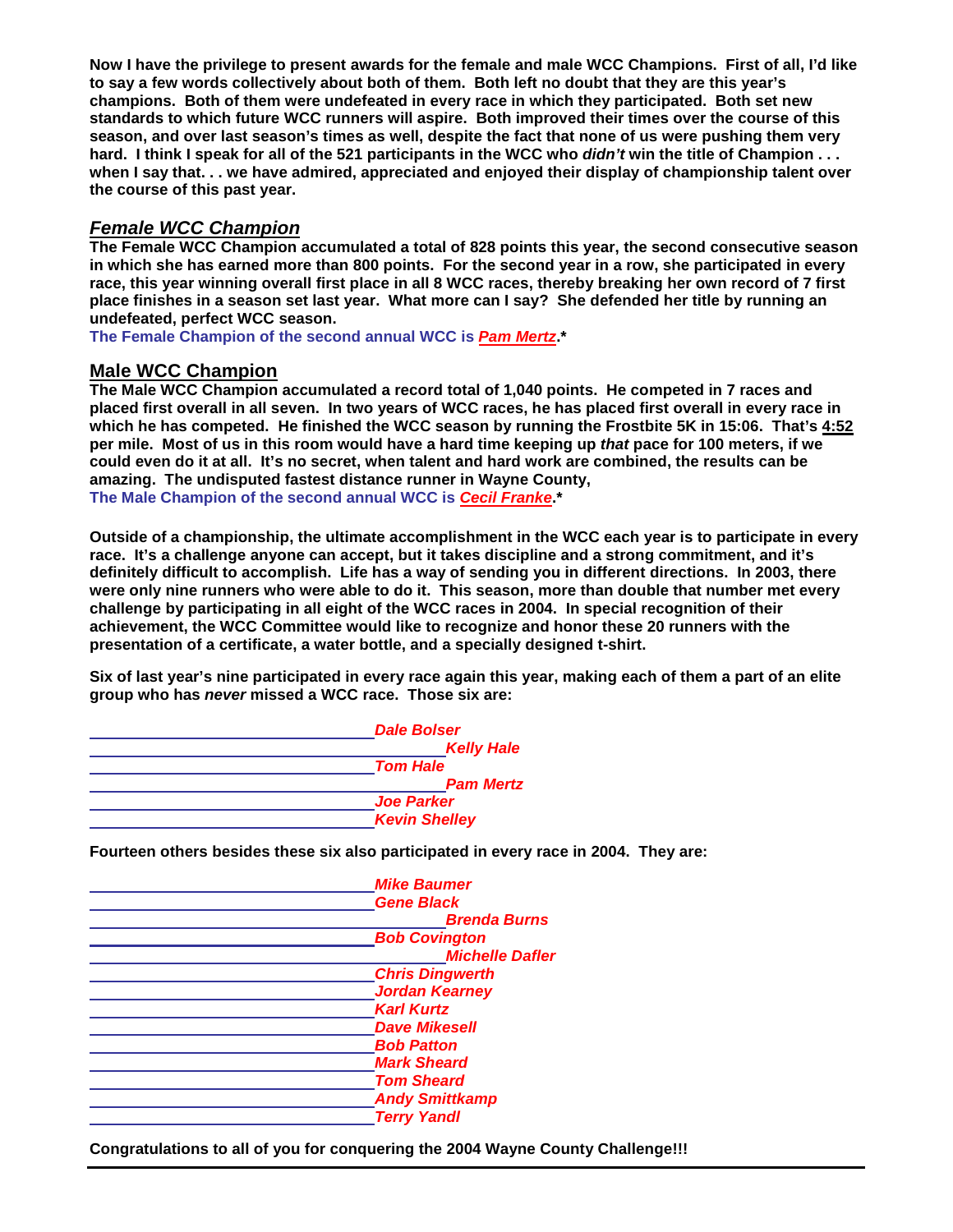**Now I have the privilege to present awards for the female and male WCC Champions. First of all, I'd like to say a few words collectively about both of them. Both left no doubt that they are this year's champions. Both of them were undefeated in every race in which they participated. Both set new standards to which future WCC runners will aspire. Both improved their times over the course of this season, and over last season's times as well, despite the fact that none of us were pushing them very hard. I think I speak for all of the 521 participants in the WCC who *didn't* win the title of Champion . . . when I say that. . . we have admired, appreciated and enjoyed their display of championship talent over the course of this past year.**

## *Female WCC Champion*

**The Female WCC Champion accumulated a total of 828 points this year, the second consecutive season in which she has earned more than 800 points. For the second year in a row, she participated in every race, this year winning overall first place in all 8 WCC races, thereby breaking her own record of 7 first place finishes in a season set last year. What more can I say? She defended her title by running an undefeated, perfect WCC season.**

**The Female Champion of the second annual WCC is *Pam Mertz*.***

## Male WCC Champion

**The Male WCC Champion accumulated a record total of 1,040 points. He competed in 7 races and placed first overall in all seven. In two years of WCC races, he has placed first overall in every race in which he has competed. He finished the WCC season by running the Frostbite 5K in 15:06. That's 4:52 per mile. Most of us in this room would have a hard time keeping up *that* pace for 100 meters, if we could even do it at all. It's no secret, when talent and hard work are combined, the results can be amazing. The undisputed fastest distance runner in Wayne County,**

**The Male Champion of the second annual WCC is *Cecil Franke*.***

**Outside of a championship, the ultimate accomplishment in the WCC each year is to participate in every race. It's a challenge anyone can accept, but it takes discipline and a strong commitment, and it's definitely difficult to accomplish. Life has a way of sending you in different directions. In 2003, there were only nine runners who were able to do it. This season, more than double that number met every challenge by participating in all eight of the WCC races in 2004. In special recognition of their achievement, the WCC Committee would like to recognize and honor these 20 runners with the presentation of a certificate, a water bottle, and a specially designed t-shirt.**

**Six of last year's nine participated in every race again this year, making each of them a part of an elite group who has *never* missed a WCC race. Those six are:**

______________________________ *Dale Bolser*
______________________________________ *Kelly Hale*
______________________________ *Tom Hale*
______________________________________ *Pam Mertz*
______________________________ *Joe Parker*
______________________________ *Kevin Shelley*

**Fourteen others besides these six also participated in every race in 2004. They are:**

______________________________ *Mike Baumer*
______________________________ *Gene Black*
______________________________________ *Brenda Burns*
______________________________ *Bob Covington*
______________________________________ *Michelle Dafler*
______________________________ *Chris Dingwerth*
______________________________ *Jordan Kearney*
______________________________ *Karl Kurtz*
______________________________ *Dave Mikesell*
______________________________ *Bob Patton*
______________________________ *Mark Sheard*
______________________________ *Tom Sheard*
______________________________ *Andy Smittkamp*
______________________________ *Terry Yandl*

**Congratulations to all of you for conquering the 2004 Wayne County Challenge!!!**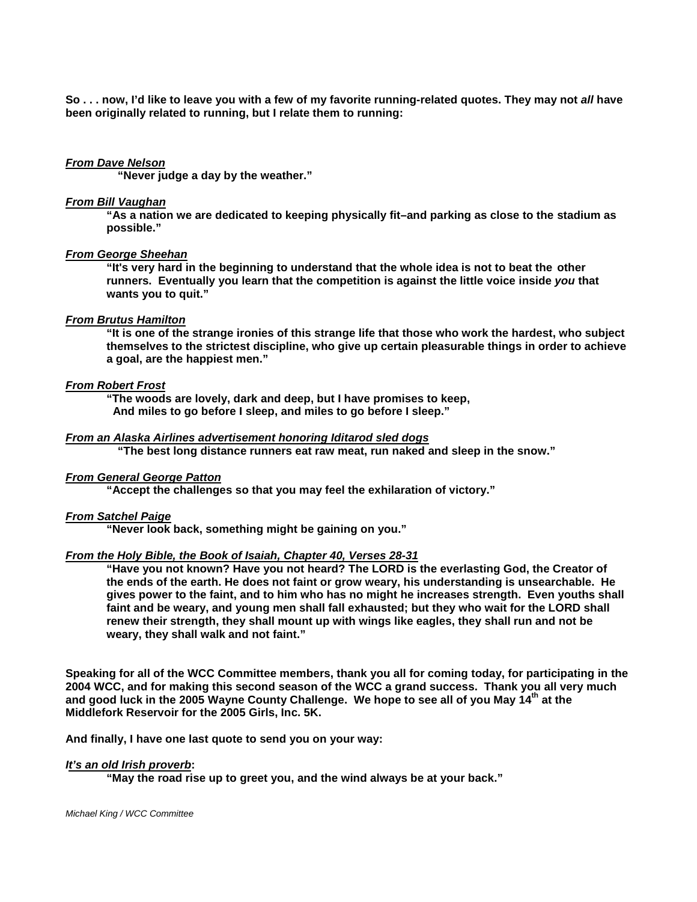**So . . . now, I'd like to leave you with a few of my favorite running-related quotes. They may not *all* have been originally related to running, but I relate them to running:**

***From Dave Nelson***

**"Never judge a day by the weather."**

***From Bill Vaughan***

**"As a nation we are dedicated to keeping physically fit–and parking as close to the stadium as possible."**

***From George Sheehan***

**"It's very hard in the beginning to understand that the whole idea is not to beat the other runners. Eventually you learn that the competition is against the little voice inside *you* that wants you to quit."**

***From Brutus Hamilton***

**"It is one of the strange ironies of this strange life that those who work the hardest, who subject themselves to the strictest discipline, who give up certain pleasurable things in order to achieve a goal, are the happiest men."**

***From Robert Frost***

**"The woods are lovely, dark and deep, but I have promises to keep,
And miles to go before I sleep, and miles to go before I sleep."**

***From an Alaska Airlines advertisement honoring Iditarod sled dogs***

**"The best long distance runners eat raw meat, run naked and sleep in the snow."**

***From General George Patton***

**"Accept the challenges so that you may feel the exhilaration of victory."**

***From Satchel Paige***

**"Never look back, something might be gaining on you."**

***From the Holy Bible, the Book of Isaiah, Chapter 40, Verses 28-31***

**"Have you not known? Have you not heard? The LORD is the everlasting God, the Creator of the ends of the earth. He does not faint or grow weary, his understanding is unsearchable. He gives power to the faint, and to him who has no might he increases strength. Even youths shall faint and be weary, and young men shall fall exhausted; but they who wait for the LORD shall renew their strength, they shall mount up with wings like eagles, they shall run and not be weary, they shall walk and not faint."**

**Speaking for all of the WCC Committee members, thank you all for coming today, for participating in the 2004 WCC, and for making this second season of the WCC a grand success. Thank you all very much and good luck in the 2005 Wayne County Challenge. We hope to see all of you May 14th at the Middlefork Reservoir for the 2005 Girls, Inc. 5K.**

**And finally, I have one last quote to send you on your way:**

***It's an old Irish proverb*:**

**"May the road rise up to greet you, and the wind always be at your back."**

*Michael King / WCC Committee*